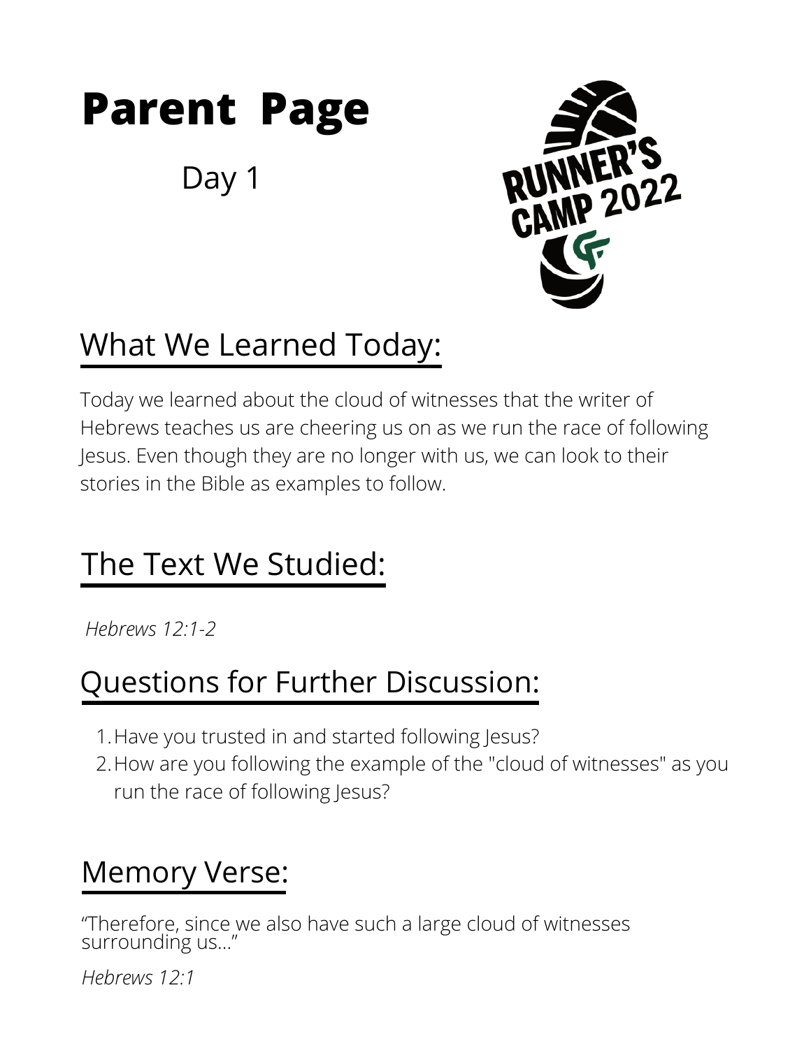# Parent Page

Day 1

## What We Learned Today:

Today we learned about the cloud of witnesses that the writer of Hebrews teaches us are cheering us on as we run the race of following Jesus. Even though they are no longer with us, we can look to their stories in the Bible as examples to follow.

## The Text We Studied:

*Hebrews 12:1-2*

## Questions for Further Discussion:

1. Have you trusted in and started following Jesus?
2. How are you following the example of the "cloud of witnesses" as you run the race of following Jesus?

## Memory Verse:

"Therefore, since we also have such a large cloud of witnesses surrounding us..."

*Hebrews 12:1*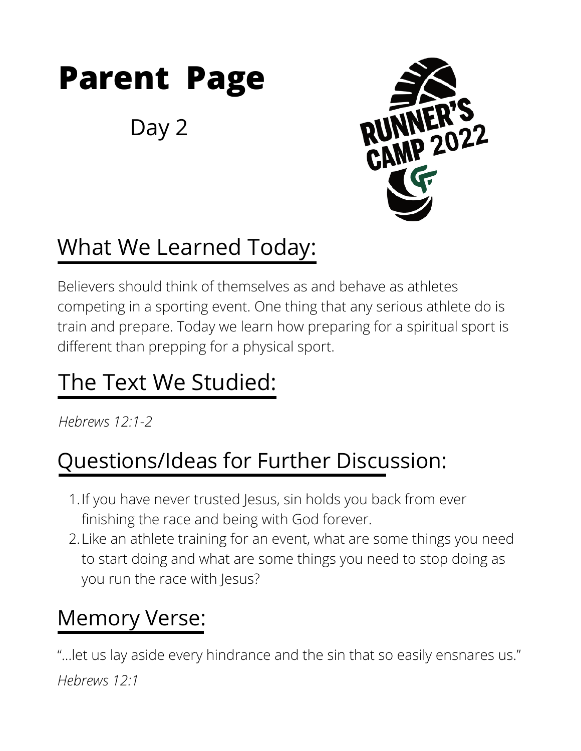# Parent Page

Day 2

## What We Learned Today:

Believers should think of themselves as and behave as athletes competing in a sporting event. One thing that any serious athlete do is train and prepare. Today we learn how preparing for a spiritual sport is different than prepping for a physical sport.

## The Text We Studied:

*Hebrews 12:1-2*

## Questions/Ideas for Further Discussion:

1. If you have never trusted Jesus, sin holds you back from ever finishing the race and being with God forever.
2. Like an athlete training for an event, what are some things you need to start doing and what are some things you need to stop doing as you run the race with Jesus?

## Memory Verse:

"...let us lay aside every hindrance and the sin that so easily ensnares us."

*Hebrews 12:1*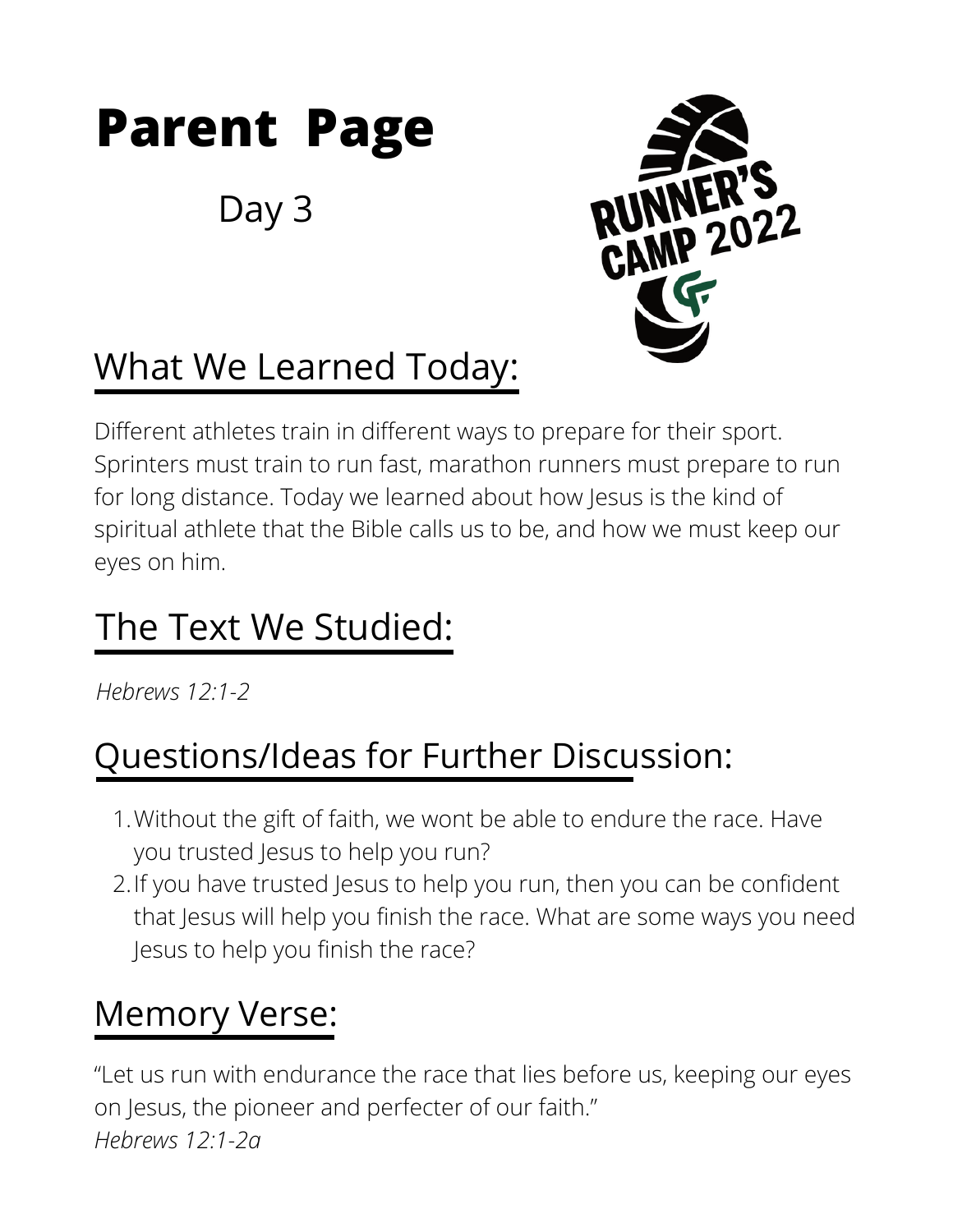# Parent Page

Day 3

## What We Learned Today:

Different athletes train in different ways to prepare for their sport. Sprinters must train to run fast, marathon runners must prepare to run for long distance. Today we learned about how Jesus is the kind of spiritual athlete that the Bible calls us to be, and how we must keep our eyes on him.

## The Text We Studied:

*Hebrews 12:1-2*

## Questions/Ideas for Further Discussion:

1. Without the gift of faith, we wont be able to endure the race. Have you trusted Jesus to help you run?
2. If you have trusted Jesus to help you run, then you can be confident that Jesus will help you finish the race. What are some ways you need Jesus to help you finish the race?

## Memory Verse:

"Let us run with endurance the race that lies before us, keeping our eyes on Jesus, the pioneer and perfecter of our faith."
*Hebrews 12:1-2a*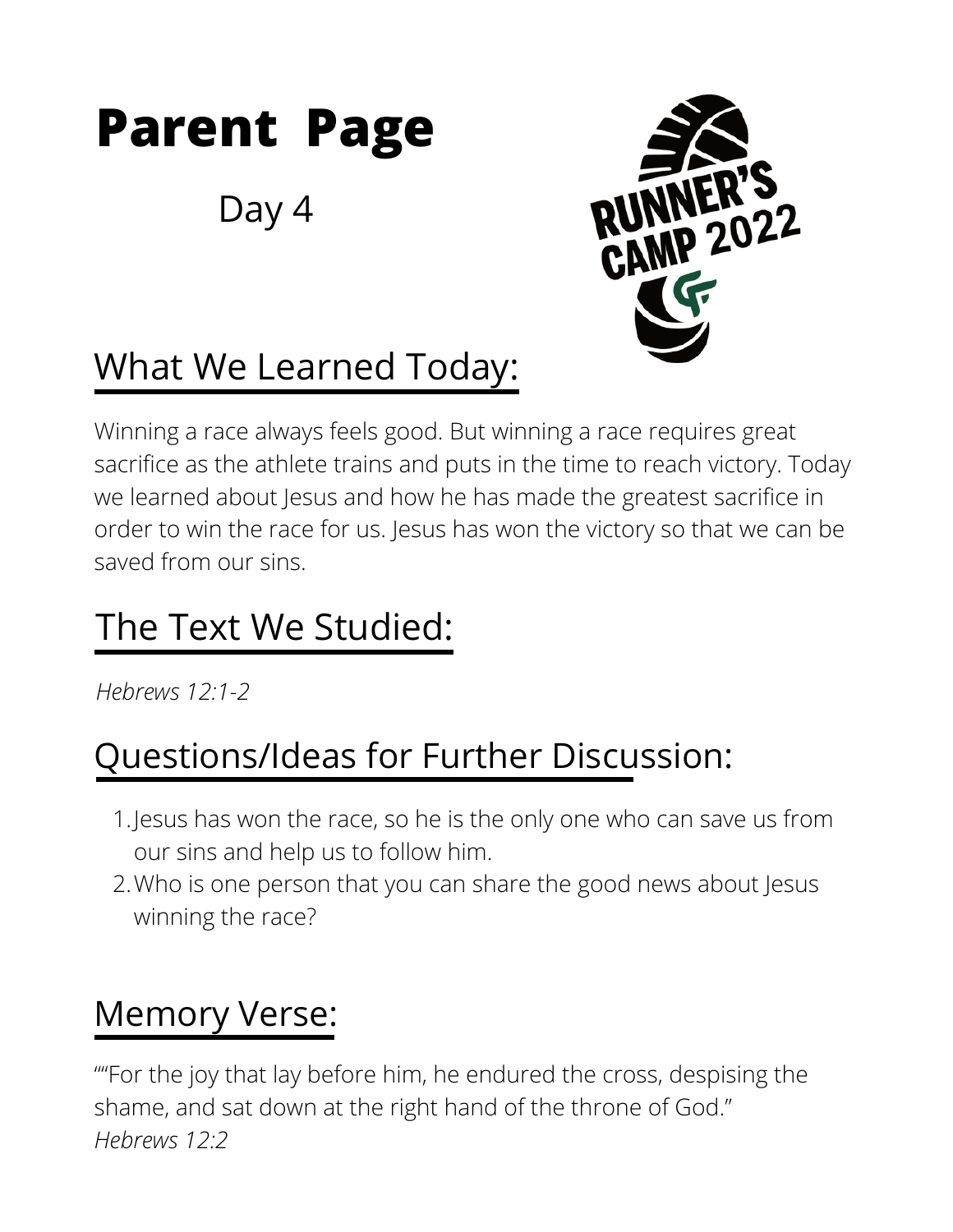# Parent Page

Day 4

RUNNER'S CAMP 2022

## What We Learned Today:

Winning a race always feels good. But winning a race requires great sacrifice as the athlete trains and puts in the time to reach victory. Today we learned about Jesus and how he has made the greatest sacrifice in order to win the race for us. Jesus has won the victory so that we can be saved from our sins.

## The Text We Studied:

*Hebrews 12:1-2*

## Questions/Ideas for Further Discussion:

1. Jesus has won the race, so he is the only one who can save us from our sins and help us to follow him.
2. Who is one person that you can share the good news about Jesus winning the race?

## Memory Verse:

""For the joy that lay before him, he endured the cross, despising the shame, and sat down at the right hand of the throne of God."
*Hebrews 12:2*